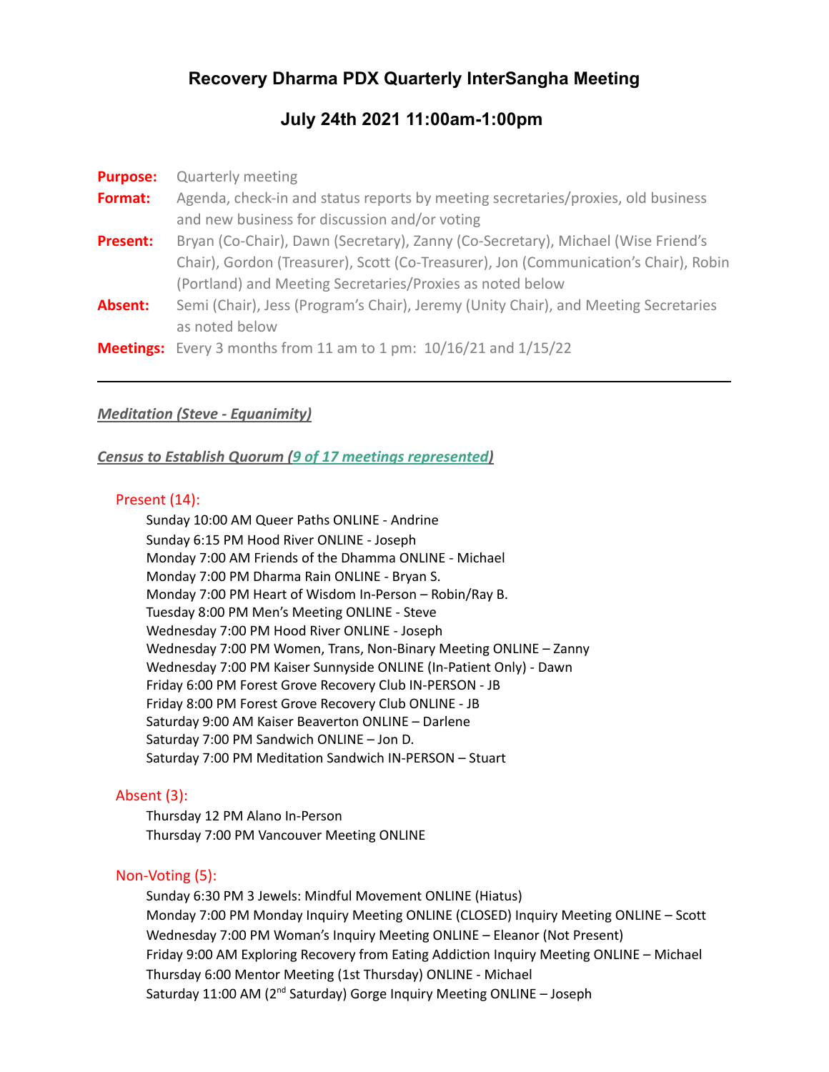# Recovery Dharma PDX Quarterly InterSangha Meeting

## July 24th 2021 11:00am-1:00pm

**Purpose:** Quarterly meeting

**Format:** Agenda, check-in and status reports by meeting secretaries/proxies, old business and new business for discussion and/or voting

**Present:** Bryan (Co-Chair), Dawn (Secretary), Zanny (Co-Secretary), Michael (Wise Friend's Chair), Gordon (Treasurer), Scott (Co-Treasurer), Jon (Communication's Chair), Robin (Portland) and Meeting Secretaries/Proxies as noted below

**Absent:** Semi (Chair), Jess (Program's Chair), Jeremy (Unity Chair), and Meeting Secretaries as noted below

**Meetings:** Every 3 months from 11 am to 1 pm: 10/16/21 and 1/15/22

---

***Meditation (Steve - Equanimity)***

***Census to Establish Quorum (9 of 17 meetings represented)***

Present (14):

- Sunday 10:00 AM Queer Paths ONLINE - Andrine
- Sunday 6:15 PM Hood River ONLINE - Joseph
- Monday 7:00 AM Friends of the Dhamma ONLINE - Michael
- Monday 7:00 PM Dharma Rain ONLINE - Bryan S.
- Monday 7:00 PM Heart of Wisdom In-Person – Robin/Ray B.
- Tuesday 8:00 PM Men's Meeting ONLINE - Steve
- Wednesday 7:00 PM Hood River ONLINE - Joseph
- Wednesday 7:00 PM Women, Trans, Non-Binary Meeting ONLINE – Zanny
- Wednesday 7:00 PM Kaiser Sunnyside ONLINE (In-Patient Only) - Dawn
- Friday 6:00 PM Forest Grove Recovery Club IN-PERSON - JB
- Friday 8:00 PM Forest Grove Recovery Club ONLINE - JB
- Saturday 9:00 AM Kaiser Beaverton ONLINE – Darlene
- Saturday 7:00 PM Sandwich ONLINE – Jon D.
- Saturday 7:00 PM Meditation Sandwich IN-PERSON – Stuart

Absent (3):

- Thursday 12 PM Alano In-Person
- Thursday 7:00 PM Vancouver Meeting ONLINE

Non-Voting (5):

- Sunday 6:30 PM 3 Jewels: Mindful Movement ONLINE (Hiatus)
- Monday 7:00 PM Monday Inquiry Meeting ONLINE (CLOSED) Inquiry Meeting ONLINE – Scott
- Wednesday 7:00 PM Woman's Inquiry Meeting ONLINE – Eleanor (Not Present)
- Friday 9:00 AM Exploring Recovery from Eating Addiction Inquiry Meeting ONLINE – Michael
- Thursday 6:00 Mentor Meeting (1st Thursday) ONLINE - Michael
- Saturday 11:00 AM (2nd Saturday) Gorge Inquiry Meeting ONLINE – Joseph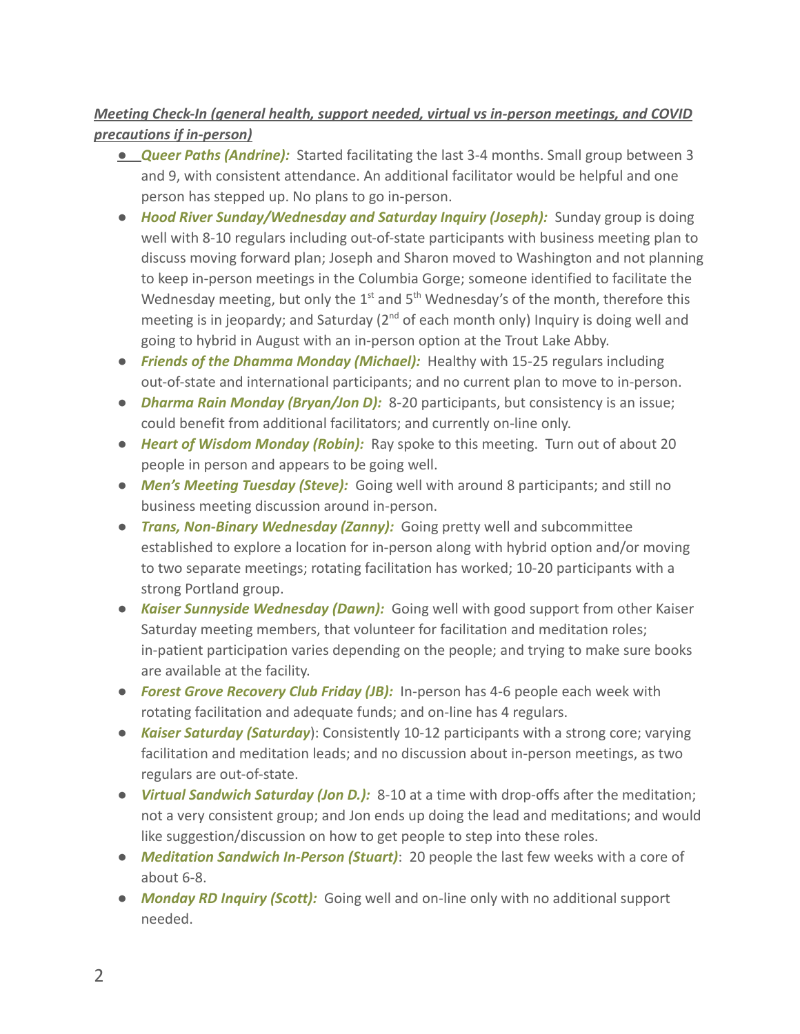***Meeting Check-In (general health, support needed, virtual vs in-person meetings, and COVID precautions if in-person)***

- ***Queer Paths (Andrine):*** Started facilitating the last 3-4 months. Small group between 3 and 9, with consistent attendance. An additional facilitator would be helpful and one person has stepped up. No plans to go in-person.
- ***Hood River Sunday/Wednesday and Saturday Inquiry (Joseph):*** Sunday group is doing well with 8-10 regulars including out-of-state participants with business meeting plan to discuss moving forward plan; Joseph and Sharon moved to Washington and not planning to keep in-person meetings in the Columbia Gorge; someone identified to facilitate the Wednesday meeting, but only the 1st and 5th Wednesday's of the month, therefore this meeting is in jeopardy; and Saturday (2nd of each month only) Inquiry is doing well and going to hybrid in August with an in-person option at the Trout Lake Abby.
- ***Friends of the Dhamma Monday (Michael):*** Healthy with 15-25 regulars including out-of-state and international participants; and no current plan to move to in-person.
- ***Dharma Rain Monday (Bryan/Jon D):*** 8-20 participants, but consistency is an issue; could benefit from additional facilitators; and currently on-line only.
- ***Heart of Wisdom Monday (Robin):*** Ray spoke to this meeting. Turn out of about 20 people in person and appears to be going well.
- ***Men's Meeting Tuesday (Steve):*** Going well with around 8 participants; and still no business meeting discussion around in-person.
- ***Trans, Non-Binary Wednesday (Zanny):*** Going pretty well and subcommittee established to explore a location for in-person along with hybrid option and/or moving to two separate meetings; rotating facilitation has worked; 10-20 participants with a strong Portland group.
- ***Kaiser Sunnyside Wednesday (Dawn):*** Going well with good support from other Kaiser Saturday meeting members, that volunteer for facilitation and meditation roles; in-patient participation varies depending on the people; and trying to make sure books are available at the facility.
- ***Forest Grove Recovery Club Friday (JB):*** In-person has 4-6 people each week with rotating facilitation and adequate funds; and on-line has 4 regulars.
- ***Kaiser Saturday (Saturday***): Consistently 10-12 participants with a strong core; varying facilitation and meditation leads; and no discussion about in-person meetings, as two regulars are out-of-state.
- ***Virtual Sandwich Saturday (Jon D.):*** 8-10 at a time with drop-offs after the meditation; not a very consistent group; and Jon ends up doing the lead and meditations; and would like suggestion/discussion on how to get people to step into these roles.
- ***Meditation Sandwich In-Person (Stuart)***: 20 people the last few weeks with a core of about 6-8.
- ***Monday RD Inquiry (Scott):*** Going well and on-line only with no additional support needed.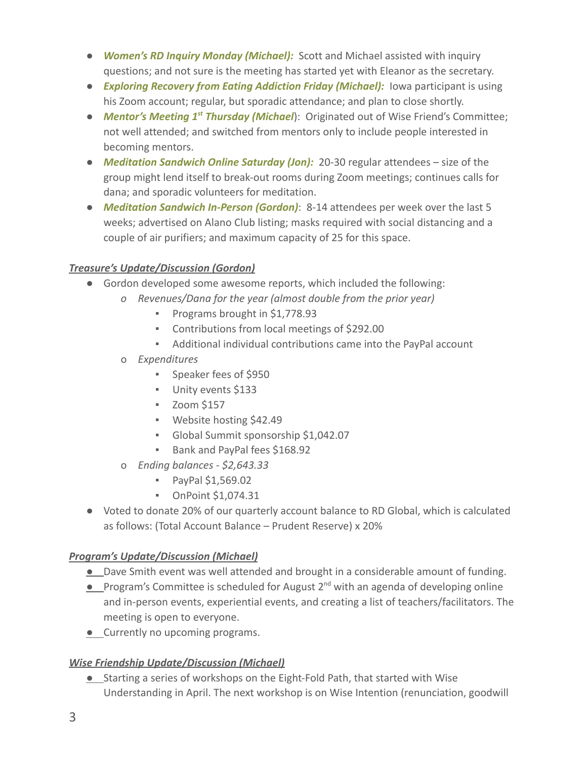- ***Women's RD Inquiry Monday (Michael):*** Scott and Michael assisted with inquiry questions; and not sure is the meeting has started yet with Eleanor as the secretary.
- ***Exploring Recovery from Eating Addiction Friday (Michael):*** Iowa participant is using his Zoom account; regular, but sporadic attendance; and plan to close shortly.
- ***Mentor's Meeting 1st Thursday (Michael***): Originated out of Wise Friend's Committee; not well attended; and switched from mentors only to include people interested in becoming mentors.
- ***Meditation Sandwich Online Saturday (Jon):*** 20-30 regular attendees – size of the group might lend itself to break-out rooms during Zoom meetings; continues calls for dana; and sporadic volunteers for meditation.
- ***Meditation Sandwich In-Person (Gordon)***: 8-14 attendees per week over the last 5 weeks; advertised on Alano Club listing; masks required with social distancing and a couple of air purifiers; and maximum capacity of 25 for this space.

***Treasure's Update/Discussion (Gordon)***

- Gordon developed some awesome reports, which included the following:
  - *Revenues/Dana for the year (almost double from the prior year)*
    - Programs brought in $1,778.93
    - Contributions from local meetings of $292.00
    - Additional individual contributions came into the PayPal account
  - *Expenditures*
    - Speaker fees of $950
    - Unity events $133
    - Zoom $157
    - Website hosting $42.49
    - Global Summit sponsorship $1,042.07
    - Bank and PayPal fees $168.92
  - *Ending balances - $2,643.33*
    - PayPal $1,569.02
    - OnPoint $1,074.31
- Voted to donate 20% of our quarterly account balance to RD Global, which is calculated as follows: (Total Account Balance – Prudent Reserve) x 20%

***Program's Update/Discussion (Michael)***

- Dave Smith event was well attended and brought in a considerable amount of funding.
- Program's Committee is scheduled for August 2nd with an agenda of developing online and in-person events, experiential events, and creating a list of teachers/facilitators. The meeting is open to everyone.
- Currently no upcoming programs.

***Wise Friendship Update/Discussion (Michael)***

- Starting a series of workshops on the Eight-Fold Path, that started with Wise Understanding in April. The next workshop is on Wise Intention (renunciation, goodwill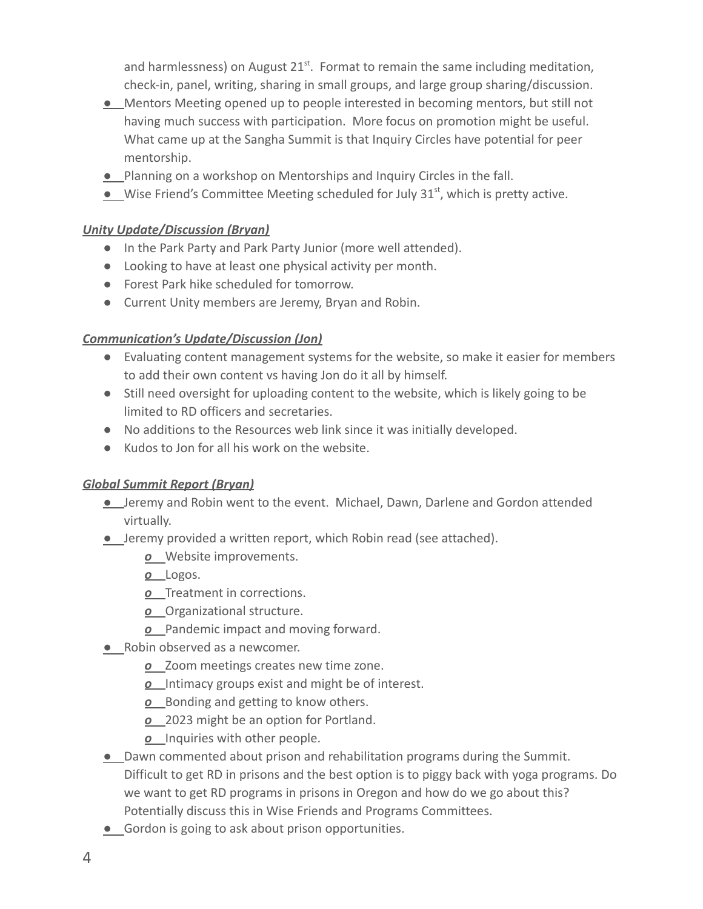and harmlessness) on August 21st. Format to remain the same including meditation, check-in, panel, writing, sharing in small groups, and large group sharing/discussion.

- Mentors Meeting opened up to people interested in becoming mentors, but still not having much success with participation. More focus on promotion might be useful. What came up at the Sangha Summit is that Inquiry Circles have potential for peer mentorship.
- Planning on a workshop on Mentorships and Inquiry Circles in the fall.
- Wise Friend's Committee Meeting scheduled for July 31st, which is pretty active.

***Unity Update/Discussion (Bryan)***

- In the Park Party and Park Party Junior (more well attended).
- Looking to have at least one physical activity per month.
- Forest Park hike scheduled for tomorrow.
- Current Unity members are Jeremy, Bryan and Robin.

***Communication's Update/Discussion (Jon)***

- Evaluating content management systems for the website, so make it easier for members to add their own content vs having Jon do it all by himself.
- Still need oversight for uploading content to the website, which is likely going to be limited to RD officers and secretaries.
- No additions to the Resources web link since it was initially developed.
- Kudos to Jon for all his work on the website.

***Global Summit Report (Bryan)***

- Jeremy and Robin went to the event. Michael, Dawn, Darlene and Gordon attended virtually.
- Jeremy provided a written report, which Robin read (see attached).
  - Website improvements.
  - Logos.
  - Treatment in corrections.
  - Organizational structure.
  - Pandemic impact and moving forward.
- Robin observed as a newcomer.
  - Zoom meetings creates new time zone.
  - Intimacy groups exist and might be of interest.
  - Bonding and getting to know others.
  - 2023 might be an option for Portland.
  - Inquiries with other people.
- Dawn commented about prison and rehabilitation programs during the Summit. Difficult to get RD in prisons and the best option is to piggy back with yoga programs. Do we want to get RD programs in prisons in Oregon and how do we go about this? Potentially discuss this in Wise Friends and Programs Committees.
- Gordon is going to ask about prison opportunities.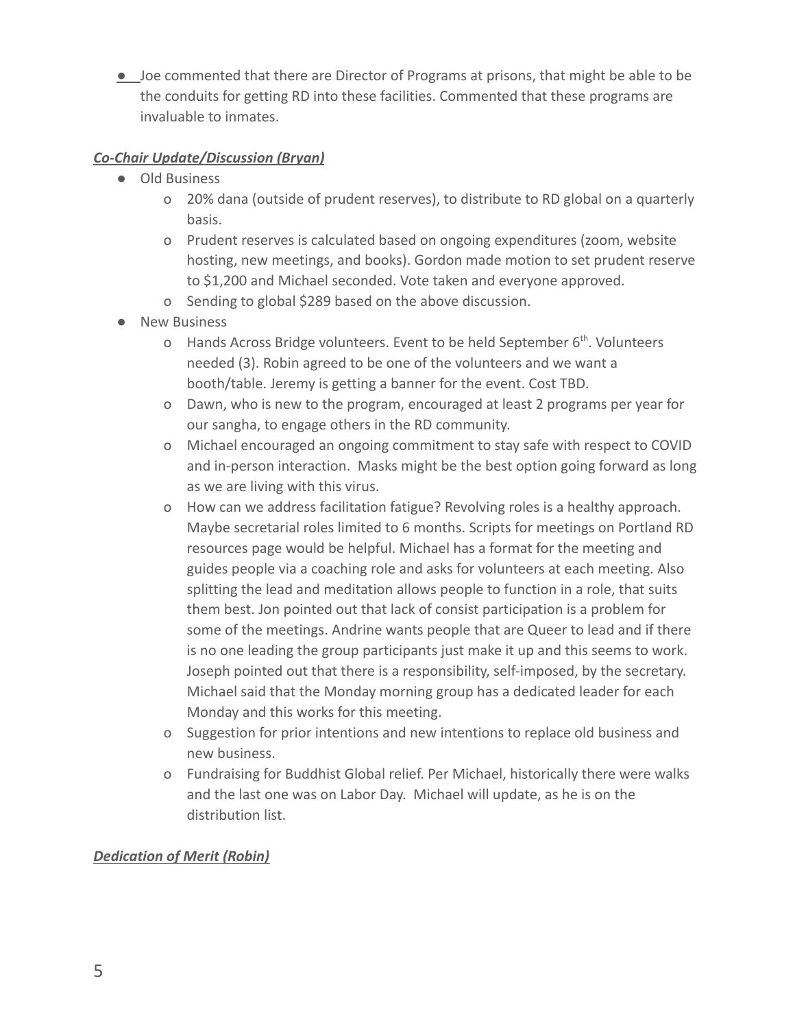- Joe commented that there are Director of Programs at prisons, that might be able to be the conduits for getting RD into these facilities. Commented that these programs are invaluable to inmates.

***Co-Chair Update/Discussion (Bryan)***

- Old Business
  - 20% dana (outside of prudent reserves), to distribute to RD global on a quarterly basis.
  - Prudent reserves is calculated based on ongoing expenditures (zoom, website hosting, new meetings, and books). Gordon made motion to set prudent reserve to $1,200 and Michael seconded. Vote taken and everyone approved.
  - Sending to global $289 based on the above discussion.
- New Business
  - Hands Across Bridge volunteers. Event to be held September 6th. Volunteers needed (3). Robin agreed to be one of the volunteers and we want a booth/table. Jeremy is getting a banner for the event. Cost TBD.
  - Dawn, who is new to the program, encouraged at least 2 programs per year for our sangha, to engage others in the RD community.
  - Michael encouraged an ongoing commitment to stay safe with respect to COVID and in-person interaction. Masks might be the best option going forward as long as we are living with this virus.
  - How can we address facilitation fatigue? Revolving roles is a healthy approach. Maybe secretarial roles limited to 6 months. Scripts for meetings on Portland RD resources page would be helpful. Michael has a format for the meeting and guides people via a coaching role and asks for volunteers at each meeting. Also splitting the lead and meditation allows people to function in a role, that suits them best. Jon pointed out that lack of consist participation is a problem for some of the meetings. Andrine wants people that are Queer to lead and if there is no one leading the group participants just make it up and this seems to work. Joseph pointed out that there is a responsibility, self-imposed, by the secretary. Michael said that the Monday morning group has a dedicated leader for each Monday and this works for this meeting.
  - Suggestion for prior intentions and new intentions to replace old business and new business.
  - Fundraising for Buddhist Global relief. Per Michael, historically there were walks and the last one was on Labor Day. Michael will update, as he is on the distribution list.

***Dedication of Merit (Robin)***